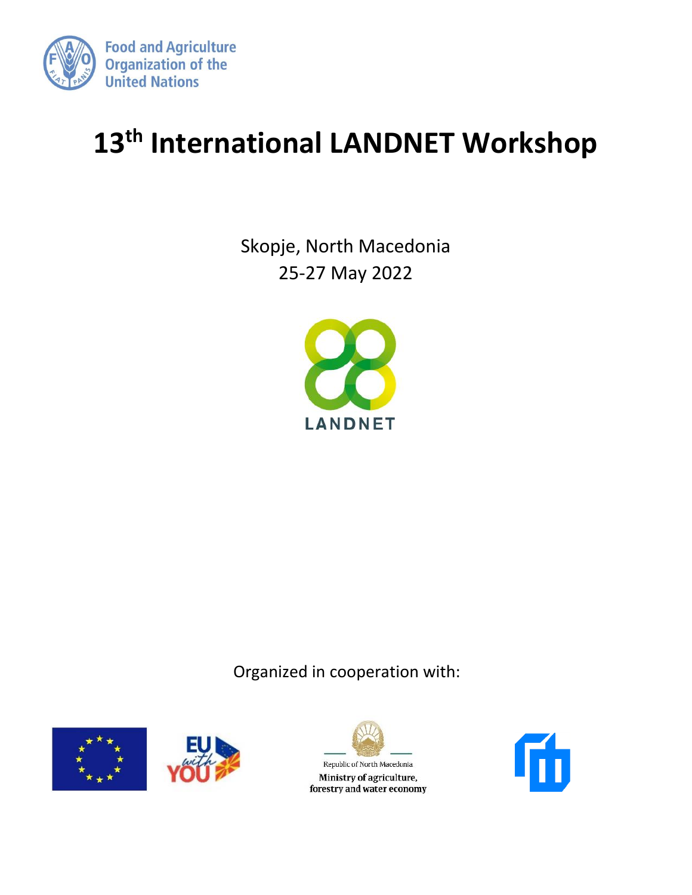Food and Agriculture Organization of the United Nations

# 13th International LANDNET Workshop

Skopje, North Macedonia

25-27 May 2022

LANDNET

Organized in cooperation with:

EU with YOU

Republic of North Macedonia

Ministry of agriculture, forestry and water economy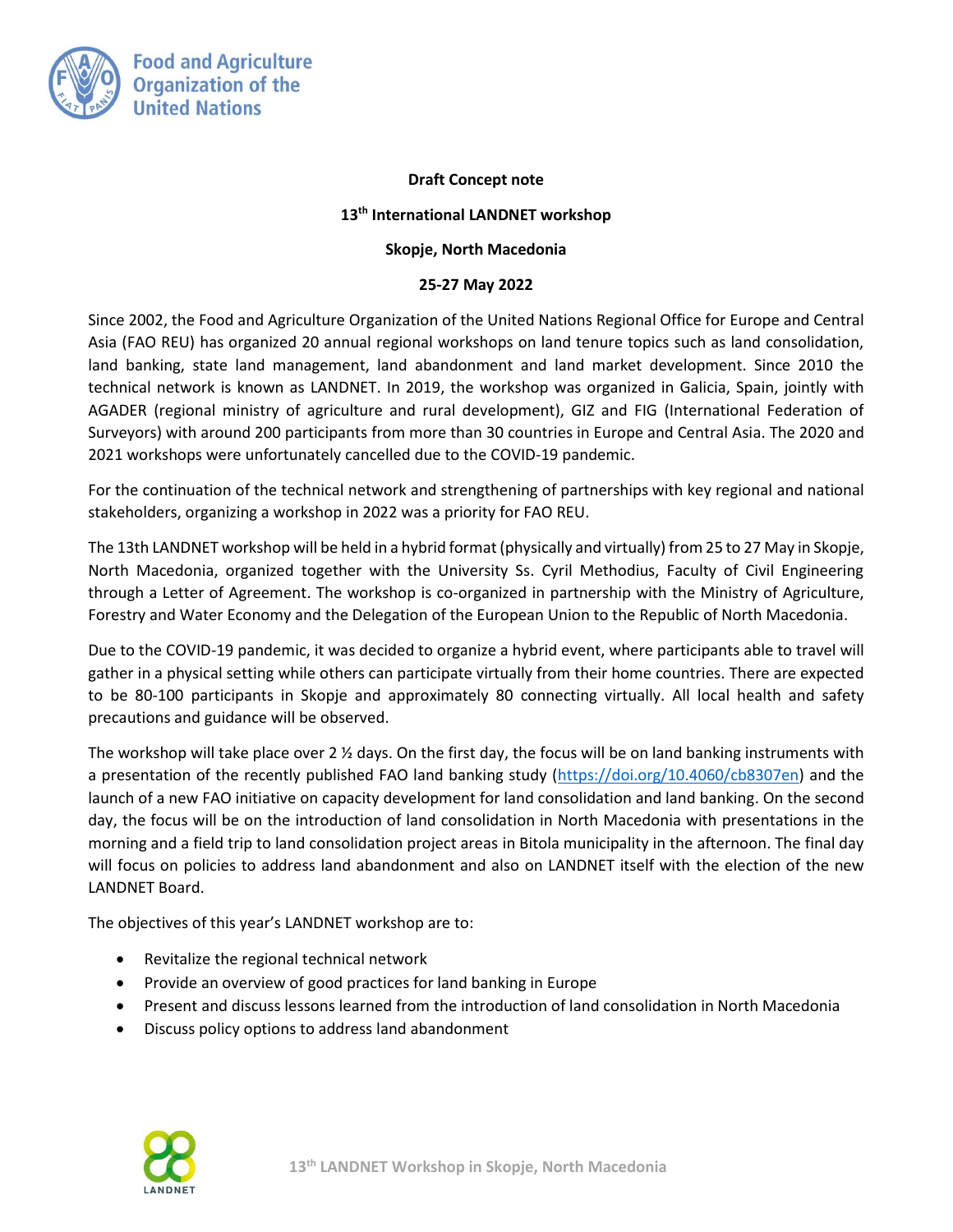**Draft Concept note**

**13th International LANDNET workshop**

**Skopje, North Macedonia**

**25-27 May 2022**

Since 2002, the Food and Agriculture Organization of the United Nations Regional Office for Europe and Central Asia (FAO REU) has organized 20 annual regional workshops on land tenure topics such as land consolidation, land banking, state land management, land abandonment and land market development. Since 2010 the technical network is known as LANDNET. In 2019, the workshop was organized in Galicia, Spain, jointly with AGADER (regional ministry of agriculture and rural development), GIZ and FIG (International Federation of Surveyors) with around 200 participants from more than 30 countries in Europe and Central Asia. The 2020 and 2021 workshops were unfortunately cancelled due to the COVID-19 pandemic.

For the continuation of the technical network and strengthening of partnerships with key regional and national stakeholders, organizing a workshop in 2022 was a priority for FAO REU.

The 13th LANDNET workshop will be held in a hybrid format (physically and virtually) from 25 to 27 May in Skopje, North Macedonia, organized together with the University Ss. Cyril Methodius, Faculty of Civil Engineering through a Letter of Agreement. The workshop is co-organized in partnership with the Ministry of Agriculture, Forestry and Water Economy and the Delegation of the European Union to the Republic of North Macedonia.

Due to the COVID-19 pandemic, it was decided to organize a hybrid event, where participants able to travel will gather in a physical setting while others can participate virtually from their home countries. There are expected to be 80-100 participants in Skopje and approximately 80 connecting virtually. All local health and safety precautions and guidance will be observed.

The workshop will take place over 2 ½ days. On the first day, the focus will be on land banking instruments with a presentation of the recently published FAO land banking study (https://doi.org/10.4060/cb8307en) and the launch of a new FAO initiative on capacity development for land consolidation and land banking. On the second day, the focus will be on the introduction of land consolidation in North Macedonia with presentations in the morning and a field trip to land consolidation project areas in Bitola municipality in the afternoon. The final day will focus on policies to address land abandonment and also on LANDNET itself with the election of the new LANDNET Board.

The objectives of this year's LANDNET workshop are to:

- Revitalize the regional technical network
- Provide an overview of good practices for land banking in Europe
- Present and discuss lessons learned from the introduction of land consolidation in North Macedonia
- Discuss policy options to address land abandonment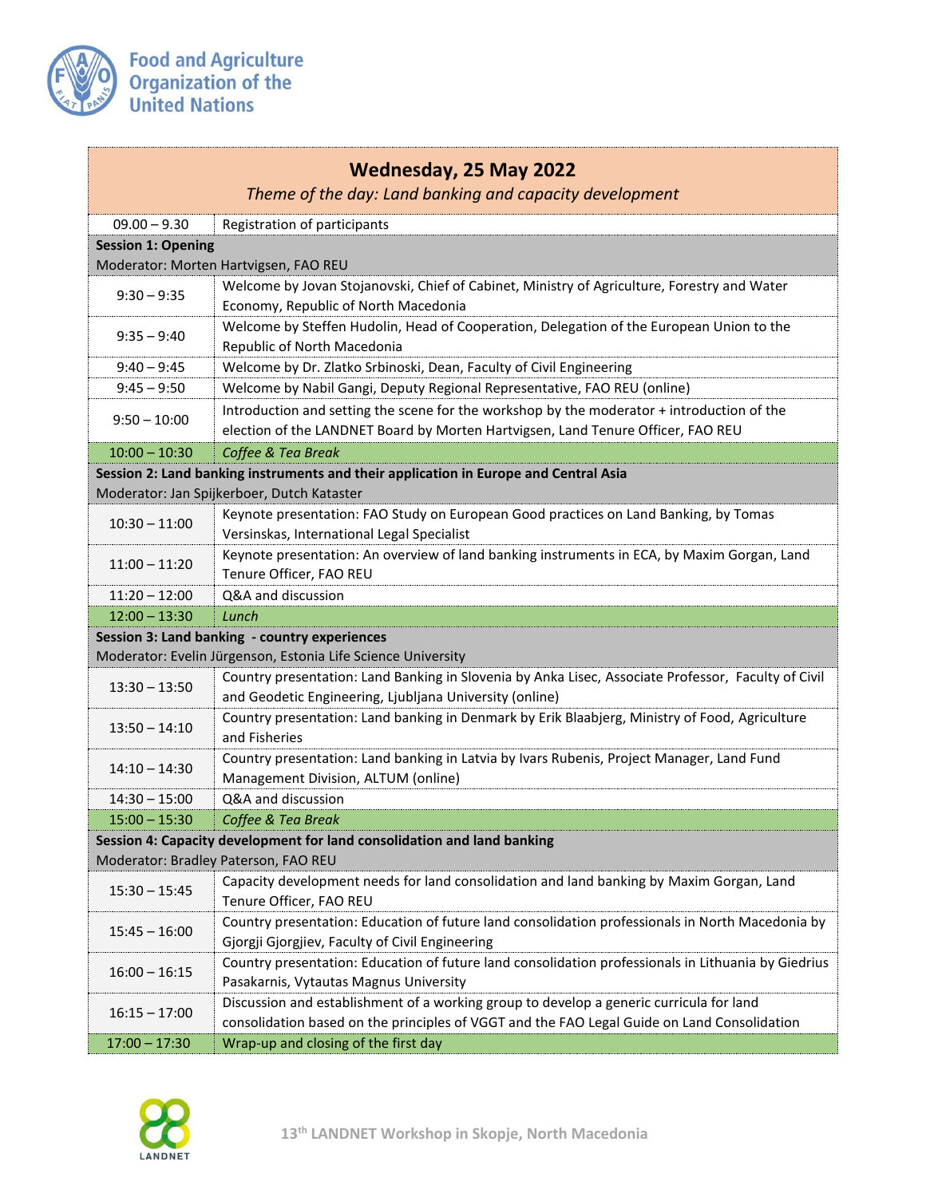Food and Agriculture Organization of the United Nations

| **Wednesday, 25 May 2022** *Theme of the day: Land banking and capacity development* | |
|---|---|
| 09.00 – 9.30 | Registration of participants |
| **Session 1: Opening** Moderator: Morten Hartvigsen, FAO REU | |
| 9:30 – 9:35 | Welcome by Jovan Stojanovski, Chief of Cabinet, Ministry of Agriculture, Forestry and Water Economy, Republic of North Macedonia |
| 9:35 – 9:40 | Welcome by Steffen Hudolin, Head of Cooperation, Delegation of the European Union to the Republic of North Macedonia |
| 9:40 – 9:45 | Welcome by Dr. Zlatko Srbinoski, Dean, Faculty of Civil Engineering |
| 9:45 – 9:50 | Welcome by Nabil Gangi, Deputy Regional Representative, FAO REU (online) |
| 9:50 – 10:00 | Introduction and setting the scene for the workshop by the moderator + introduction of the election of the LANDNET Board by Morten Hartvigsen, Land Tenure Officer, FAO REU |
| 10:00 – 10:30 | *Coffee & Tea Break* |
| **Session 2: Land banking instruments and their application in Europe and Central Asia** Moderator: Jan Spijkerboer, Dutch Kataster | |
| 10:30 – 11:00 | Keynote presentation: FAO Study on European Good practices on Land Banking, by Tomas Versinskas, International Legal Specialist |
| 11:00 – 11:20 | Keynote presentation: An overview of land banking instruments in ECA, by Maxim Gorgan, Land Tenure Officer, FAO REU |
| 11:20 – 12:00 | Q&A and discussion |
| 12:00 – 13:30 | *Lunch* |
| **Session 3: Land banking - country experiences** Moderator: Evelin Jürgenson, Estonia Life Science University | |
| 13:30 – 13:50 | Country presentation: Land Banking in Slovenia by Anka Lisec, Associate Professor, Faculty of Civil and Geodetic Engineering, Ljubljana University (online) |
| 13:50 – 14:10 | Country presentation: Land banking in Denmark by Erik Blaabjerg, Ministry of Food, Agriculture and Fisheries |
| 14:10 – 14:30 | Country presentation: Land banking in Latvia by Ivars Rubenis, Project Manager, Land Fund Management Division, ALTUM (online) |
| 14:30 – 15:00 | Q&A and discussion |
| 15:00 – 15:30 | *Coffee & Tea Break* |
| **Session 4: Capacity development for land consolidation and land banking** Moderator: Bradley Paterson, FAO REU | |
| 15:30 – 15:45 | Capacity development needs for land consolidation and land banking by Maxim Gorgan, Land Tenure Officer, FAO REU |
| 15:45 – 16:00 | Country presentation: Education of future land consolidation professionals in North Macedonia by Gjorgji Gjorgjiev, Faculty of Civil Engineering |
| 16:00 – 16:15 | Country presentation: Education of future land consolidation professionals in Lithuania by Giedrius Pasakarnis, Vytautas Magnus University |
| 16:15 – 17:00 | Discussion and establishment of a working group to develop a generic curricula for land consolidation based on the principles of VGGT and the FAO Legal Guide on Land Consolidation |
| 17:00 – 17:30 | Wrap-up and closing of the first day |

LANDNET

13th LANDNET Workshop in Skopje, North Macedonia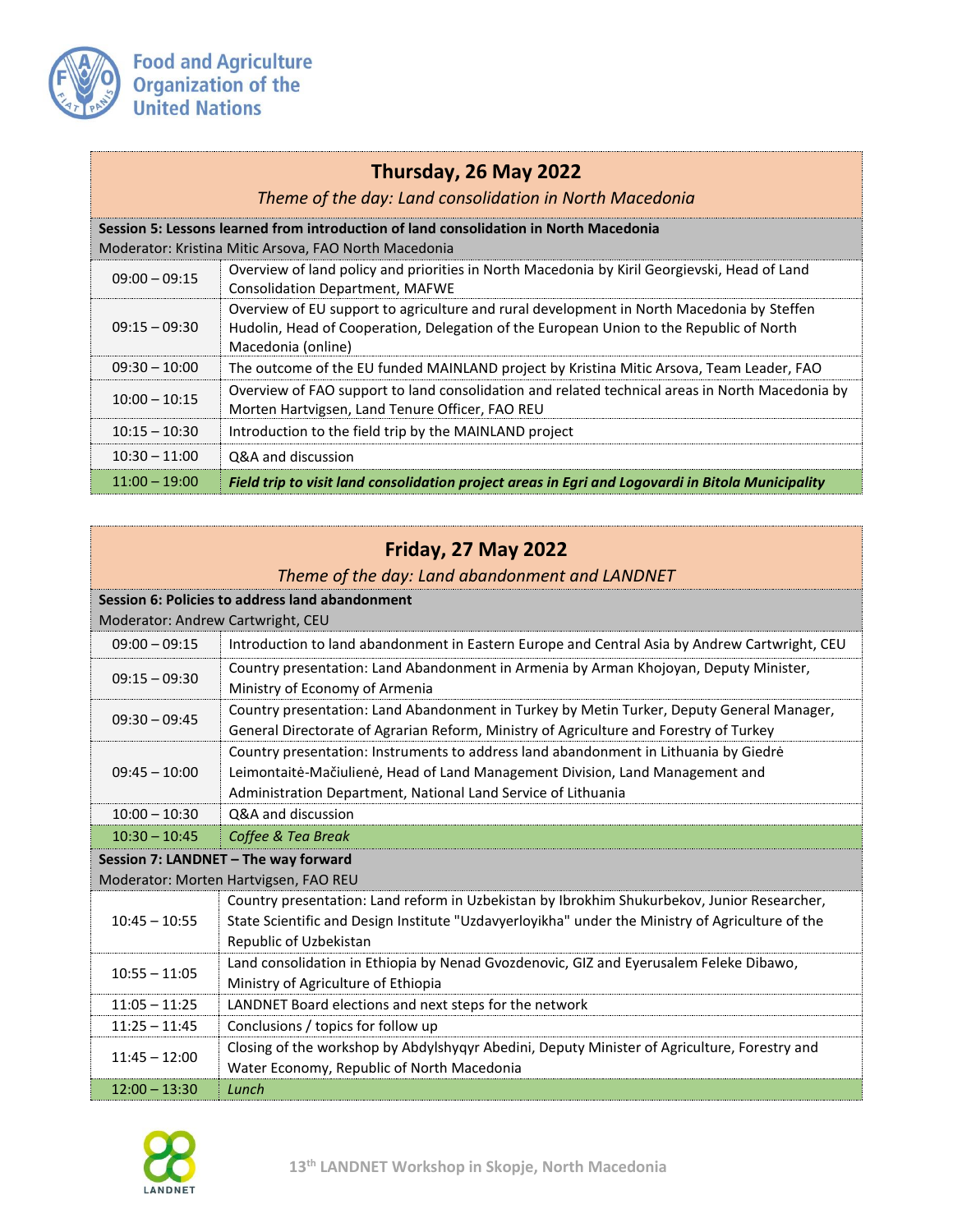| Thursday, 26 May 2022 | |
|---|---|
| *Theme of the day: Land consolidation in North Macedonia* | |
| **Session 5: Lessons learned from introduction of land consolidation in North Macedonia**<br>Moderator: Kristina Mitic Arsova, FAO North Macedonia | |
| 09:00 – 09:15 | Overview of land policy and priorities in North Macedonia by Kiril Georgievski, Head of Land Consolidation Department, MAFWE |
| 09:15 – 09:30 | Overview of EU support to agriculture and rural development in North Macedonia by Steffen Hudolin, Head of Cooperation, Delegation of the European Union to the Republic of North Macedonia (online) |
| 09:30 – 10:00 | The outcome of the EU funded MAINLAND project by Kristina Mitic Arsova, Team Leader, FAO |
| 10:00 – 10:15 | Overview of FAO support to land consolidation and related technical areas in North Macedonia by Morten Hartvigsen, Land Tenure Officer, FAO REU |
| 10:15 – 10:30 | Introduction to the field trip by the MAINLAND project |
| 10:30 – 11:00 | Q&A and discussion |
| 11:00 – 19:00 | ***Field trip to visit land consolidation project areas in Egri and Logovardi in Bitola Municipality*** |

| Friday, 27 May 2022 | |
|---|---|
| *Theme of the day: Land abandonment and LANDNET* | |
| **Session 6: Policies to address land abandonment**<br>Moderator: Andrew Cartwright, CEU | |
| 09:00 – 09:15 | Introduction to land abandonment in Eastern Europe and Central Asia by Andrew Cartwright, CEU |
| 09:15 – 09:30 | Country presentation: Land Abandonment in Armenia by Arman Khojoyan, Deputy Minister, Ministry of Economy of Armenia |
| 09:30 – 09:45 | Country presentation: Land Abandonment in Turkey by Metin Turker, Deputy General Manager, General Directorate of Agrarian Reform, Ministry of Agriculture and Forestry of Turkey |
| 09:45 – 10:00 | Country presentation: Instruments to address land abandonment in Lithuania by Giedrė Leimontaitė-Mačiulienė, Head of Land Management Division, Land Management and Administration Department, National Land Service of Lithuania |
| 10:00 – 10:30 | Q&A and discussion |
| 10:30 – 10:45 | *Coffee & Tea Break* |
| **Session 7: LANDNET – The way forward**<br>Moderator: Morten Hartvigsen, FAO REU | |
| 10:45 – 10:55 | Country presentation: Land reform in Uzbekistan by Ibrokhim Shukurbekov, Junior Researcher, State Scientific and Design Institute "Uzdavyerloyikha" under the Ministry of Agriculture of the Republic of Uzbekistan |
| 10:55 – 11:05 | Land consolidation in Ethiopia by Nenad Gvozdenovic, GIZ and Eyerusalem Feleke Dibawo, Ministry of Agriculture of Ethiopia |
| 11:05 – 11:25 | LANDNET Board elections and next steps for the network |
| 11:25 – 11:45 | Conclusions / topics for follow up |
| 11:45 – 12:00 | Closing of the workshop by Abdylshyqyr Abedini, Deputy Minister of Agriculture, Forestry and Water Economy, Republic of North Macedonia |
| 12:00 – 13:30 | *Lunch* |